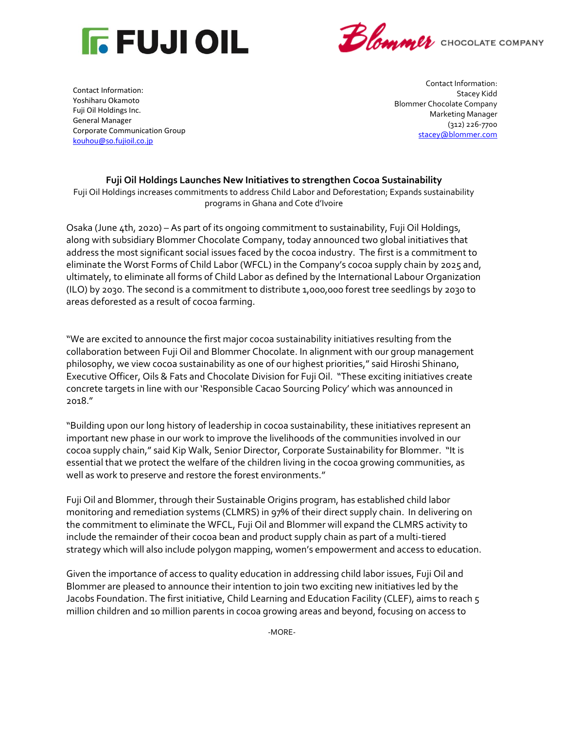FUJI OIL

Blommer CHOCOLATE COMPANY

Contact Information:
Yoshiharu Okamoto
Fuji Oil Holdings Inc.
General Manager
Corporate Communication Group
kouhou@so.fujioil.co.jp

Contact Information:
Stacey Kidd
Blommer Chocolate Company
Marketing Manager
(312) 226-7700
stacey@blommer.com

**Fuji Oil Holdings Launches New Initiatives to strengthen Cocoa Sustainability**

Fuji Oil Holdings increases commitments to address Child Labor and Deforestation; Expands sustainability programs in Ghana and Cote d'Ivoire

Osaka (June 4th, 2020) – As part of its ongoing commitment to sustainability, Fuji Oil Holdings, along with subsidiary Blommer Chocolate Company, today announced two global initiatives that address the most significant social issues faced by the cocoa industry. The first is a commitment to eliminate the Worst Forms of Child Labor (WFCL) in the Company's cocoa supply chain by 2025 and, ultimately, to eliminate all forms of Child Labor as defined by the International Labour Organization (ILO) by 2030. The second is a commitment to distribute 1,000,000 forest tree seedlings by 2030 to areas deforested as a result of cocoa farming.

"We are excited to announce the first major cocoa sustainability initiatives resulting from the collaboration between Fuji Oil and Blommer Chocolate. In alignment with our group management philosophy, we view cocoa sustainability as one of our highest priorities," said Hiroshi Shinano, Executive Officer, Oils & Fats and Chocolate Division for Fuji Oil. "These exciting initiatives create concrete targets in line with our 'Responsible Cacao Sourcing Policy' which was announced in 2018."

"Building upon our long history of leadership in cocoa sustainability, these initiatives represent an important new phase in our work to improve the livelihoods of the communities involved in our cocoa supply chain," said Kip Walk, Senior Director, Corporate Sustainability for Blommer. "It is essential that we protect the welfare of the children living in the cocoa growing communities, as well as work to preserve and restore the forest environments."

Fuji Oil and Blommer, through their Sustainable Origins program, has established child labor monitoring and remediation systems (CLMRS) in 97% of their direct supply chain. In delivering on the commitment to eliminate the WFCL, Fuji Oil and Blommer will expand the CLMRS activity to include the remainder of their cocoa bean and product supply chain as part of a multi-tiered strategy which will also include polygon mapping, women's empowerment and access to education.

Given the importance of access to quality education in addressing child labor issues, Fuji Oil and Blommer are pleased to announce their intention to join two exciting new initiatives led by the Jacobs Foundation. The first initiative, Child Learning and Education Facility (CLEF), aims to reach 5 million children and 10 million parents in cocoa growing areas and beyond, focusing on access to

-MORE-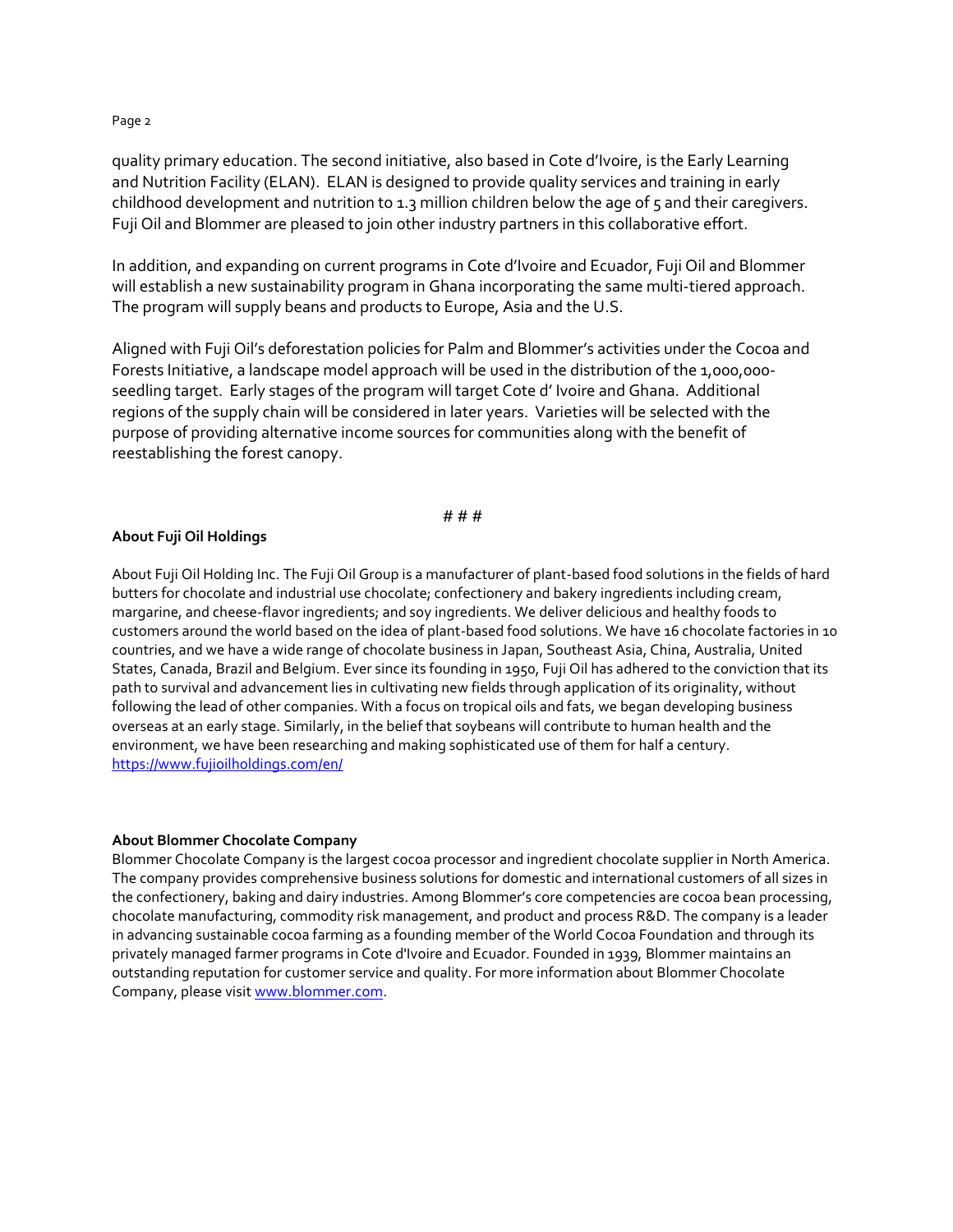quality primary education. The second initiative, also based in Cote d'Ivoire, is the Early Learning and Nutrition Facility (ELAN). ELAN is designed to provide quality services and training in early childhood development and nutrition to 1.3 million children below the age of 5 and their caregivers. Fuji Oil and Blommer are pleased to join other industry partners in this collaborative effort.

In addition, and expanding on current programs in Cote d'Ivoire and Ecuador, Fuji Oil and Blommer will establish a new sustainability program in Ghana incorporating the same multi-tiered approach. The program will supply beans and products to Europe, Asia and the U.S.

Aligned with Fuji Oil's deforestation policies for Palm and Blommer's activities under the Cocoa and Forests Initiative, a landscape model approach will be used in the distribution of the 1,000,000-seedling target. Early stages of the program will target Cote d' Ivoire and Ghana. Additional regions of the supply chain will be considered in later years. Varieties will be selected with the purpose of providing alternative income sources for communities along with the benefit of reestablishing the forest canopy.

# # #

**About Fuji Oil Holdings**

About Fuji Oil Holding Inc. The Fuji Oil Group is a manufacturer of plant-based food solutions in the fields of hard butters for chocolate and industrial use chocolate; confectionery and bakery ingredients including cream, margarine, and cheese-flavor ingredients; and soy ingredients. We deliver delicious and healthy foods to customers around the world based on the idea of plant-based food solutions. We have 16 chocolate factories in 10 countries, and we have a wide range of chocolate business in Japan, Southeast Asia, China, Australia, United States, Canada, Brazil and Belgium. Ever since its founding in 1950, Fuji Oil has adhered to the conviction that its path to survival and advancement lies in cultivating new fields through application of its originality, without following the lead of other companies. With a focus on tropical oils and fats, we began developing business overseas at an early stage. Similarly, in the belief that soybeans will contribute to human health and the environment, we have been researching and making sophisticated use of them for half a century.
https://www.fujioilholdings.com/en/

**About Blommer Chocolate Company**

Blommer Chocolate Company is the largest cocoa processor and ingredient chocolate supplier in North America. The company provides comprehensive business solutions for domestic and international customers of all sizes in the confectionery, baking and dairy industries. Among Blommer's core competencies are cocoa bean processing, chocolate manufacturing, commodity risk management, and product and process R&D. The company is a leader in advancing sustainable cocoa farming as a founding member of the World Cocoa Foundation and through its privately managed farmer programs in Cote d'Ivoire and Ecuador. Founded in 1939, Blommer maintains an outstanding reputation for customer service and quality. For more information about Blommer Chocolate Company, please visit www.blommer.com.